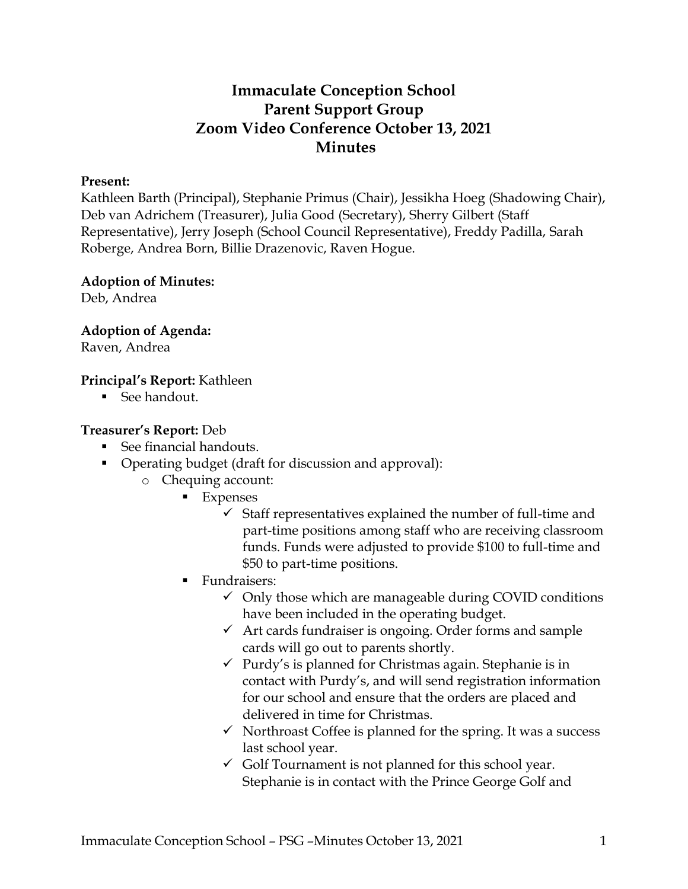# Immaculate Conception School
# Parent Support Group
# Zoom Video Conference October 13, 2021
# Minutes

**Present:**
Kathleen Barth (Principal), Stephanie Primus (Chair), Jessikha Hoeg (Shadowing Chair), Deb van Adrichem (Treasurer), Julia Good (Secretary), Sherry Gilbert (Staff Representative), Jerry Joseph (School Council Representative), Freddy Padilla, Sarah Roberge, Andrea Born, Billie Drazenovic, Raven Hogue.

**Adoption of Minutes:**
Deb, Andrea

**Adoption of Agenda:**
Raven, Andrea

**Principal's Report:** Kathleen

- See handout.

**Treasurer's Report:** Deb

- See financial handouts.
- Operating budget (draft for discussion and approval):
  - Chequing account:
    - Expenses
      - ✓ Staff representatives explained the number of full-time and part-time positions among staff who are receiving classroom funds. Funds were adjusted to provide $100 to full-time and $50 to part-time positions.
    - Fundraisers:
      - ✓ Only those which are manageable during COVID conditions have been included in the operating budget.
      - ✓ Art cards fundraiser is ongoing. Order forms and sample cards will go out to parents shortly.
      - ✓ Purdy's is planned for Christmas again. Stephanie is in contact with Purdy's, and will send registration information for our school and ensure that the orders are placed and delivered in time for Christmas.
      - ✓ Northroast Coffee is planned for the spring. It was a success last school year.
      - ✓ Golf Tournament is not planned for this school year. Stephanie is in contact with the Prince George Golf and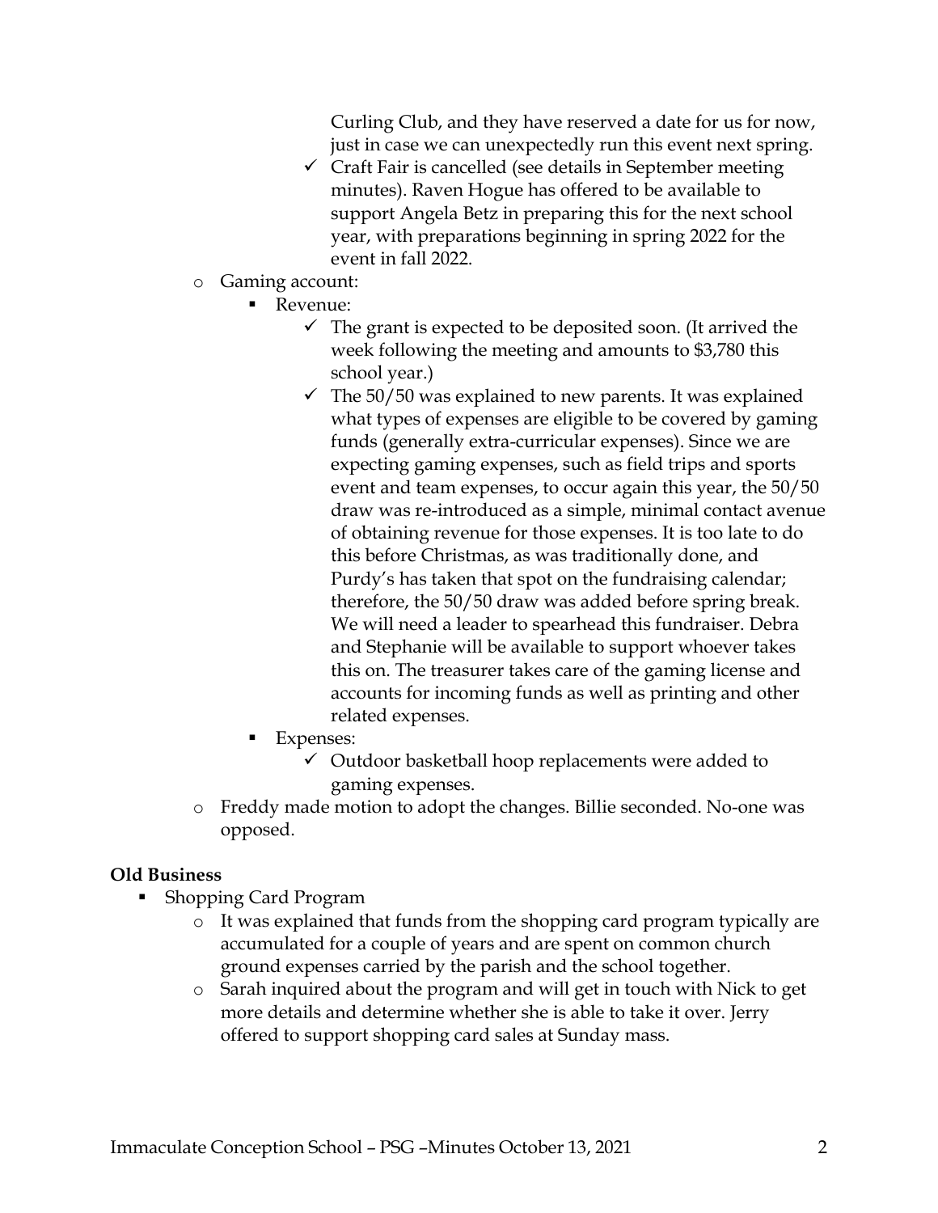Curling Club, and they have reserved a date for us for now, just in case we can unexpectedly run this event next spring.

- ✓ Craft Fair is cancelled (see details in September meeting minutes). Raven Hogue has offered to be available to support Angela Betz in preparing this for the next school year, with preparations beginning in spring 2022 for the event in fall 2022.

- Gaming account:
  - Revenue:
    - ✓ The grant is expected to be deposited soon. (It arrived the week following the meeting and amounts to $3,780 this school year.)
    - ✓ The 50/50 was explained to new parents. It was explained what types of expenses are eligible to be covered by gaming funds (generally extra-curricular expenses). Since we are expecting gaming expenses, such as field trips and sports event and team expenses, to occur again this year, the 50/50 draw was re-introduced as a simple, minimal contact avenue of obtaining revenue for those expenses. It is too late to do this before Christmas, as was traditionally done, and Purdy's has taken that spot on the fundraising calendar; therefore, the 50/50 draw was added before spring break. We will need a leader to spearhead this fundraiser. Debra and Stephanie will be available to support whoever takes this on. The treasurer takes care of the gaming license and accounts for incoming funds as well as printing and other related expenses.
  - Expenses:
    - ✓ Outdoor basketball hoop replacements were added to gaming expenses.
- Freddy made motion to adopt the changes. Billie seconded. No-one was opposed.

**Old Business**

- Shopping Card Program
  - It was explained that funds from the shopping card program typically are accumulated for a couple of years and are spent on common church ground expenses carried by the parish and the school together.
  - Sarah inquired about the program and will get in touch with Nick to get more details and determine whether she is able to take it over. Jerry offered to support shopping card sales at Sunday mass.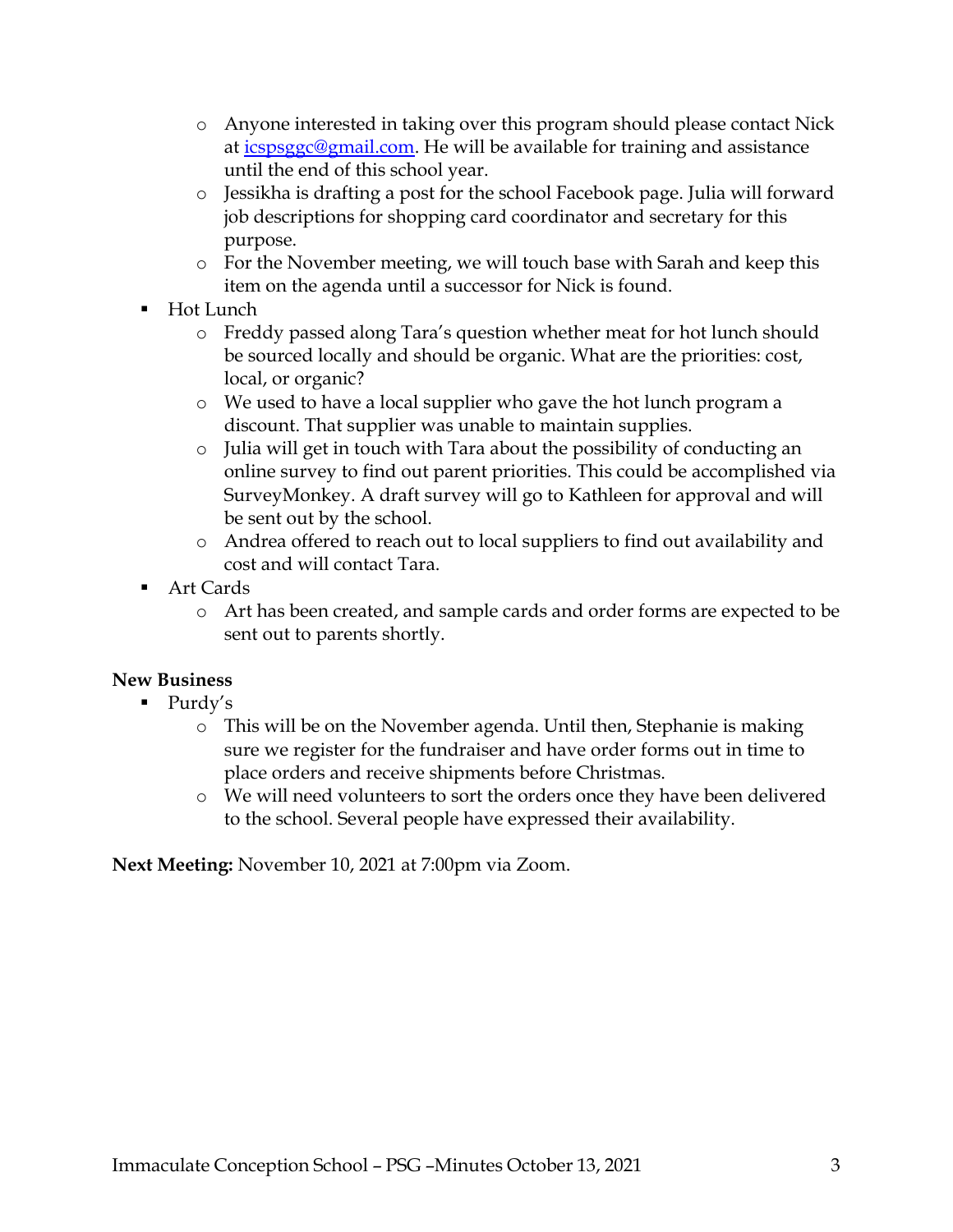- Anyone interested in taking over this program should please contact Nick at icspsggc@gmail.com. He will be available for training and assistance until the end of this school year.
    - Jessikha is drafting a post for the school Facebook page. Julia will forward job descriptions for shopping card coordinator and secretary for this purpose.
    - For the November meeting, we will touch base with Sarah and keep this item on the agenda until a successor for Nick is found.
- Hot Lunch
    - Freddy passed along Tara's question whether meat for hot lunch should be sourced locally and should be organic. What are the priorities: cost, local, or organic?
    - We used to have a local supplier who gave the hot lunch program a discount. That supplier was unable to maintain supplies.
    - Julia will get in touch with Tara about the possibility of conducting an online survey to find out parent priorities. This could be accomplished via SurveyMonkey. A draft survey will go to Kathleen for approval and will be sent out by the school.
    - Andrea offered to reach out to local suppliers to find out availability and cost and will contact Tara.
- Art Cards
    - Art has been created, and sample cards and order forms are expected to be sent out to parents shortly.

**New Business**

- Purdy's
    - This will be on the November agenda. Until then, Stephanie is making sure we register for the fundraiser and have order forms out in time to place orders and receive shipments before Christmas.
    - We will need volunteers to sort the orders once they have been delivered to the school. Several people have expressed their availability.

**Next Meeting:** November 10, 2021 at 7:00pm via Zoom.